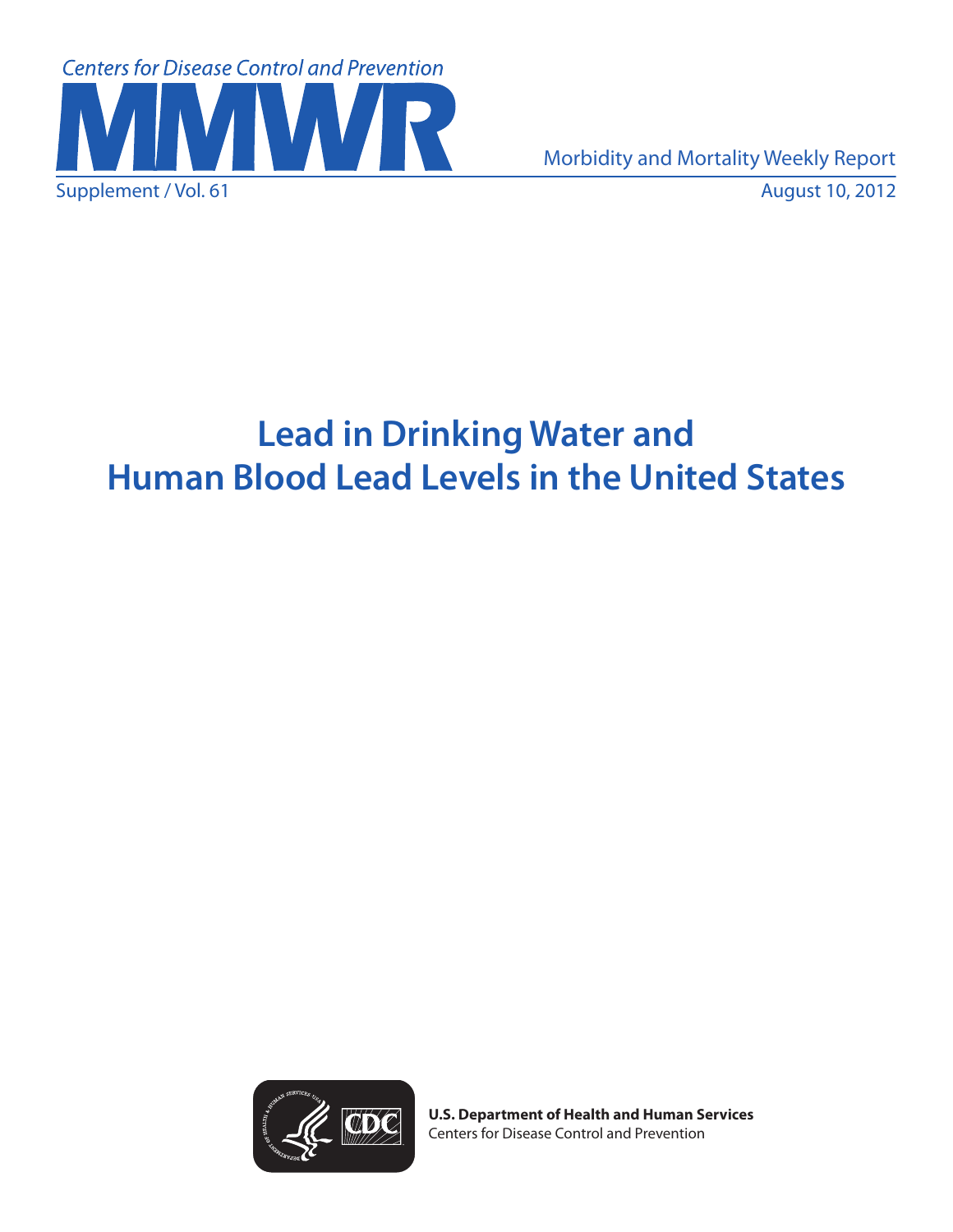Centers for Disease Control and Prevention

# MMWR

Morbidity and Mortality Weekly Report

Supplement / Vol. 61

August 10, 2012

# Lead in Drinking Water and Human Blood Lead Levels in the United States

**U.S. Department of Health and Human Services**
Centers for Disease Control and Prevention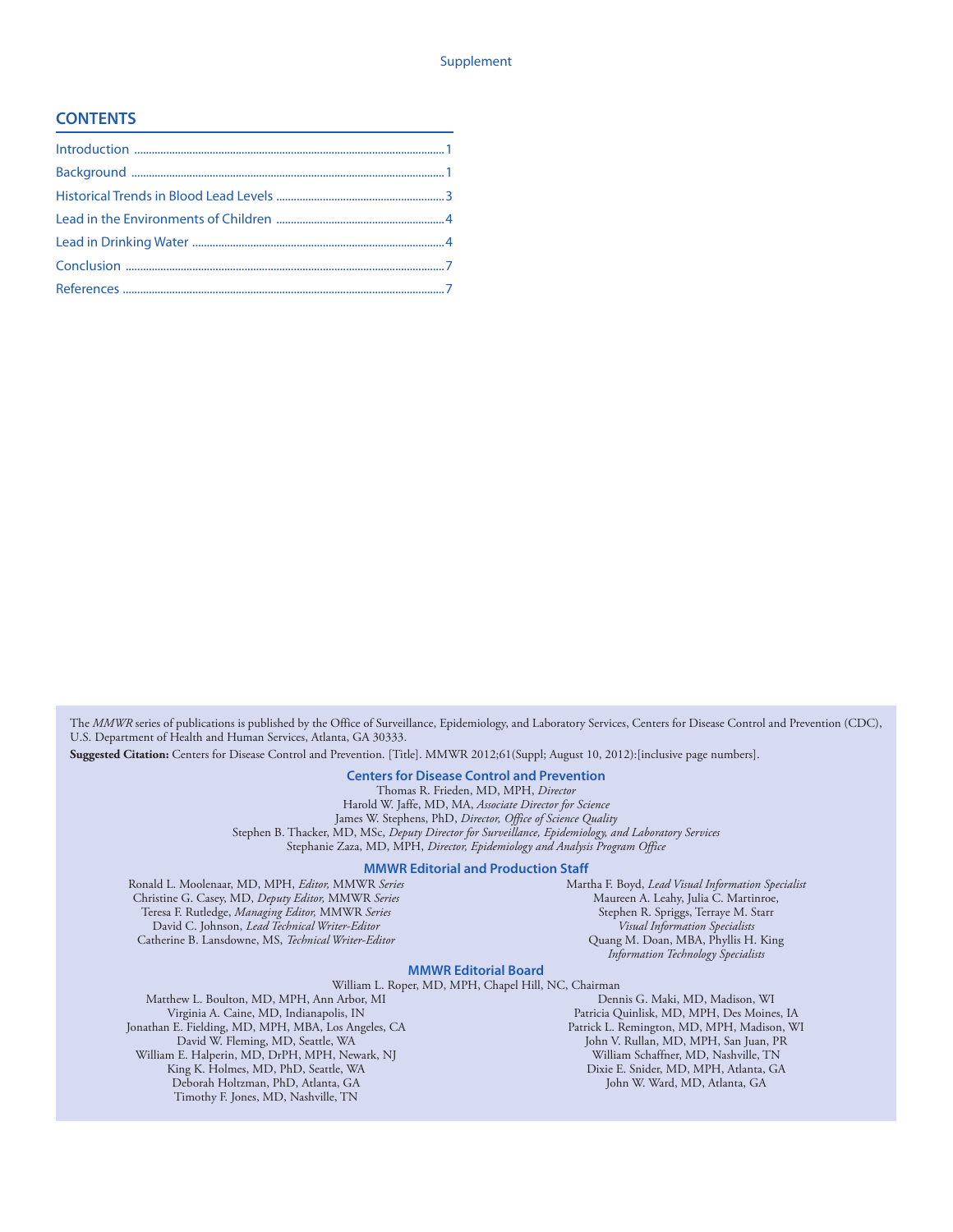## CONTENTS

Introduction ..........1

Background ..........1

Historical Trends in Blood Lead Levels ..........3

Lead in the Environments of Children ..........4

Lead in Drinking Water ..........4

Conclusion ..........7

References ..........7

The *MMWR* series of publications is published by the Office of Surveillance, Epidemiology, and Laboratory Services, Centers for Disease Control and Prevention (CDC), U.S. Department of Health and Human Services, Atlanta, GA 30333.

**Suggested Citation:** Centers for Disease Control and Prevention. [Title]. MMWR 2012;61(Suppl; August 10, 2012):[inclusive page numbers].

### Centers for Disease Control and Prevention

Thomas R. Frieden, MD, MPH, *Director*
Harold W. Jaffe, MD, MA, *Associate Director for Science*
James W. Stephens, PhD, *Director, Office of Science Quality*
Stephen B. Thacker, MD, MSc, *Deputy Director for Surveillance, Epidemiology, and Laboratory Services*
Stephanie Zaza, MD, MPH, *Director, Epidemiology and Analysis Program Office*

### MMWR Editorial and Production Staff

Ronald L. Moolenaar, MD, MPH, *Editor,* MMWR *Series*
Christine G. Casey, MD, *Deputy Editor,* MMWR *Series*
Teresa F. Rutledge, *Managing Editor,* MMWR *Series*
David C. Johnson, *Lead Technical Writer-Editor*
Catherine B. Lansdowne, MS, *Technical Writer-Editor*
Martha F. Boyd, *Lead Visual Information Specialist*
Maureen A. Leahy, Julia C. Martinroe,
Stephen R. Spriggs, Terraye M. Starr
*Visual Information Specialists*
Quang M. Doan, MBA, Phyllis H. King
*Information Technology Specialists*

### MMWR Editorial Board

William L. Roper, MD, MPH, Chapel Hill, NC, Chairman
Matthew L. Boulton, MD, MPH, Ann Arbor, MI
Virginia A. Caine, MD, Indianapolis, IN
Jonathan E. Fielding, MD, MPH, MBA, Los Angeles, CA
David W. Fleming, MD, Seattle, WA
William E. Halperin, MD, DrPH, MPH, Newark, NJ
King K. Holmes, MD, PhD, Seattle, WA
Deborah Holtzman, PhD, Atlanta, GA
Timothy F. Jones, MD, Nashville, TN
Dennis G. Maki, MD, Madison, WI
Patricia Quinlisk, MD, MPH, Des Moines, IA
Patrick L. Remington, MD, MPH, Madison, WI
John V. Rullan, MD, MPH, San Juan, PR
William Schaffner, MD, Nashville, TN
Dixie E. Snider, MD, MPH, Atlanta, GA
John W. Ward, MD, Atlanta, GA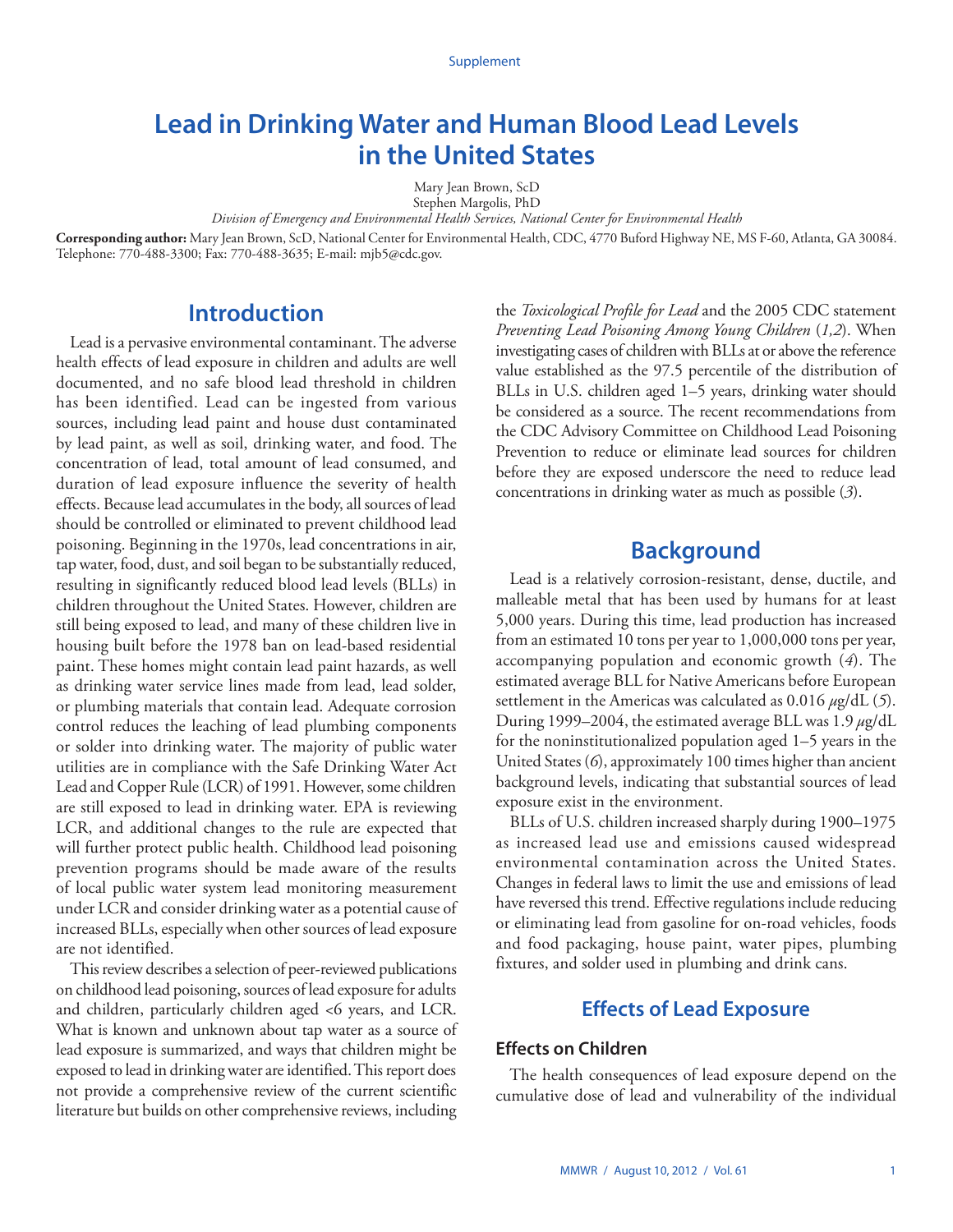Supplement

# Lead in Drinking Water and Human Blood Lead Levels in the United States

Mary Jean Brown, ScD
Stephen Margolis, PhD
*Division of Emergency and Environmental Health Services, National Center for Environmental Health*

**Corresponding author:** Mary Jean Brown, ScD, National Center for Environmental Health, CDC, 4770 Buford Highway NE, MS F-60, Atlanta, GA 30084. Telephone: 770-488-3300; Fax: 770-488-3635; E-mail: mjb5@cdc.gov.

## Introduction

Lead is a pervasive environmental contaminant. The adverse health effects of lead exposure in children and adults are well documented, and no safe blood lead threshold in children has been identified. Lead can be ingested from various sources, including lead paint and house dust contaminated by lead paint, as well as soil, drinking water, and food. The concentration of lead, total amount of lead consumed, and duration of lead exposure influence the severity of health effects. Because lead accumulates in the body, all sources of lead should be controlled or eliminated to prevent childhood lead poisoning. Beginning in the 1970s, lead concentrations in air, tap water, food, dust, and soil began to be substantially reduced, resulting in significantly reduced blood lead levels (BLLs) in children throughout the United States. However, children are still being exposed to lead, and many of these children live in housing built before the 1978 ban on lead-based residential paint. These homes might contain lead paint hazards, as well as drinking water service lines made from lead, lead solder, or plumbing materials that contain lead. Adequate corrosion control reduces the leaching of lead plumbing components or solder into drinking water. The majority of public water utilities are in compliance with the Safe Drinking Water Act Lead and Copper Rule (LCR) of 1991. However, some children are still exposed to lead in drinking water. EPA is reviewing LCR, and additional changes to the rule are expected that will further protect public health. Childhood lead poisoning prevention programs should be made aware of the results of local public water system lead monitoring measurement under LCR and consider drinking water as a potential cause of increased BLLs, especially when other sources of lead exposure are not identified.

This review describes a selection of peer-reviewed publications on childhood lead poisoning, sources of lead exposure for adults and children, particularly children aged <6 years, and LCR. What is known and unknown about tap water as a source of lead exposure is summarized, and ways that children might be exposed to lead in drinking water are identified. This report does not provide a comprehensive review of the current scientific literature but builds on other comprehensive reviews, including the *Toxicological Profile for Lead* and the 2005 CDC statement *Preventing Lead Poisoning Among Young Children* (*1,2*). When investigating cases of children with BLLs at or above the reference value established as the 97.5 percentile of the distribution of BLLs in U.S. children aged 1–5 years, drinking water should be considered as a source. The recent recommendations from the CDC Advisory Committee on Childhood Lead Poisoning Prevention to reduce or eliminate lead sources for children before they are exposed underscore the need to reduce lead concentrations in drinking water as much as possible (*3*).

## Background

Lead is a relatively corrosion-resistant, dense, ductile, and malleable metal that has been used by humans for at least 5,000 years. During this time, lead production has increased from an estimated 10 tons per year to 1,000,000 tons per year, accompanying population and economic growth (*4*). The estimated average BLL for Native Americans before European settlement in the Americas was calculated as 0.016 $\mu$g/dL (*5*). During 1999–2004, the estimated average BLL was 1.9 $\mu$g/dL for the noninstitutionalized population aged 1–5 years in the United States (*6*), approximately 100 times higher than ancient background levels, indicating that substantial sources of lead exposure exist in the environment.

BLLs of U.S. children increased sharply during 1900–1975 as increased lead use and emissions caused widespread environmental contamination across the United States. Changes in federal laws to limit the use and emissions of lead have reversed this trend. Effective regulations include reducing or eliminating lead from gasoline for on-road vehicles, foods and food packaging, house paint, water pipes, plumbing fixtures, and solder used in plumbing and drink cans.

## Effects of Lead Exposure

### Effects on Children

The health consequences of lead exposure depend on the cumulative dose of lead and vulnerability of the individual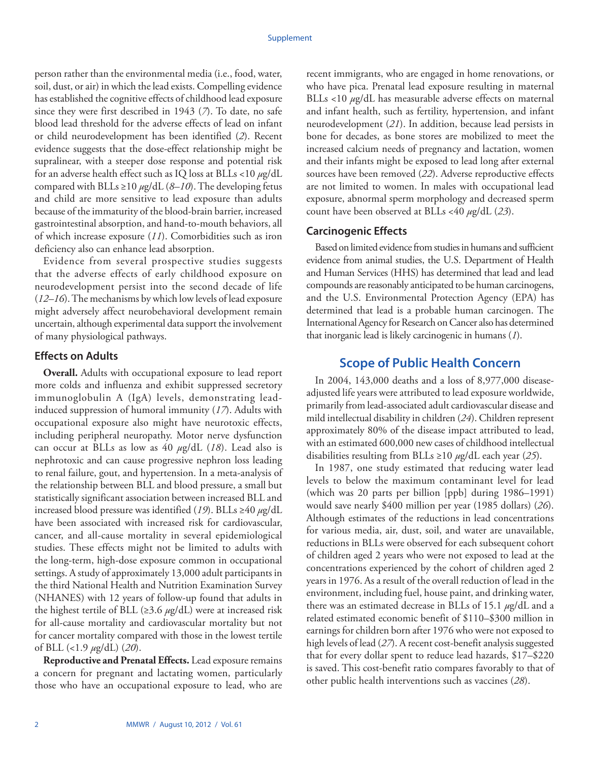person rather than the environmental media (i.e., food, water, soil, dust, or air) in which the lead exists. Compelling evidence has established the cognitive effects of childhood lead exposure since they were first described in 1943 (*7*). To date, no safe blood lead threshold for the adverse effects of lead on infant or child neurodevelopment has been identified (*2*). Recent evidence suggests that the dose-effect relationship might be supralinear, with a steeper dose response and potential risk for an adverse health effect such as IQ loss at BLLs <10 $\mu$g/dL compared with BLLs ≥10 $\mu$g/dL (*8–10*). The developing fetus and child are more sensitive to lead exposure than adults because of the immaturity of the blood-brain barrier, increased gastrointestinal absorption, and hand-to-mouth behaviors, all of which increase exposure (*11*). Comorbidities such as iron deficiency also can enhance lead absorption.

Evidence from several prospective studies suggests that the adverse effects of early childhood exposure on neurodevelopment persist into the second decade of life (*12–16*). The mechanisms by which low levels of lead exposure might adversely affect neurobehavioral development remain uncertain, although experimental data support the involvement of many physiological pathways.

### Effects on Adults

**Overall.** Adults with occupational exposure to lead report more colds and influenza and exhibit suppressed secretory immunoglobulin A (IgA) levels, demonstrating lead-induced suppression of humoral immunity (*17*). Adults with occupational exposure also might have neurotoxic effects, including peripheral neuropathy. Motor nerve dysfunction can occur at BLLs as low as 40 $\mu$g/dL (*18*). Lead also is nephrotoxic and can cause progressive nephron loss leading to renal failure, gout, and hypertension. In a meta-analysis of the relationship between BLL and blood pressure, a small but statistically significant association between increased BLL and increased blood pressure was identified (*19*). BLLs ≥40 $\mu$g/dL have been associated with increased risk for cardiovascular, cancer, and all-cause mortality in several epidemiological studies. These effects might not be limited to adults with the long-term, high-dose exposure common in occupational settings. A study of approximately 13,000 adult participants in the third National Health and Nutrition Examination Survey (NHANES) with 12 years of follow-up found that adults in the highest tertile of BLL (≥3.6 $\mu$g/dL) were at increased risk for all-cause mortality and cardiovascular mortality but not for cancer mortality compared with those in the lowest tertile of BLL (<1.9 $\mu$g/dL) (*20*).

**Reproductive and Prenatal Effects.** Lead exposure remains a concern for pregnant and lactating women, particularly those who have an occupational exposure to lead, who are recent immigrants, who are engaged in home renovations, or who have pica. Prenatal lead exposure resulting in maternal BLLs <10 $\mu$g/dL has measurable adverse effects on maternal and infant health, such as fertility, hypertension, and infant neurodevelopment (*21*). In addition, because lead persists in bone for decades, as bone stores are mobilized to meet the increased calcium needs of pregnancy and lactation, women and their infants might be exposed to lead long after external sources have been removed (*22*). Adverse reproductive effects are not limited to women. In males with occupational lead exposure, abnormal sperm morphology and decreased sperm count have been observed at BLLs <40 $\mu$g/dL (*23*).

### Carcinogenic Effects

Based on limited evidence from studies in humans and sufficient evidence from animal studies, the U.S. Department of Health and Human Services (HHS) has determined that lead and lead compounds are reasonably anticipated to be human carcinogens, and the U.S. Environmental Protection Agency (EPA) has determined that lead is a probable human carcinogen. The International Agency for Research on Cancer also has determined that inorganic lead is likely carcinogenic in humans (*1*).

## Scope of Public Health Concern

In 2004, 143,000 deaths and a loss of 8,977,000 disease-adjusted life years were attributed to lead exposure worldwide, primarily from lead-associated adult cardiovascular disease and mild intellectual disability in children (*24*). Children represent approximately 80% of the disease impact attributed to lead, with an estimated 600,000 new cases of childhood intellectual disabilities resulting from BLLs ≥10 $\mu$g/dL each year (*25*).

In 1987, one study estimated that reducing water lead levels to below the maximum contaminant level for lead (which was 20 parts per billion [ppb] during 1986–1991) would save nearly $400 million per year (1985 dollars) (*26*). Although estimates of the reductions in lead concentrations for various media, air, dust, soil, and water are unavailable, reductions in BLLs were observed for each subsequent cohort of children aged 2 years who were not exposed to lead at the concentrations experienced by the cohort of children aged 2 years in 1976. As a result of the overall reduction of lead in the environment, including fuel, house paint, and drinking water, there was an estimated decrease in BLLs of 15.1 $\mu$g/dL and a related estimated economic benefit of $110–$300 million in earnings for children born after 1976 who were not exposed to high levels of lead (*27*). A recent cost-benefit analysis suggested that for every dollar spent to reduce lead hazards, $17–$220 is saved. This cost-benefit ratio compares favorably to that of other public health interventions such as vaccines (*28*).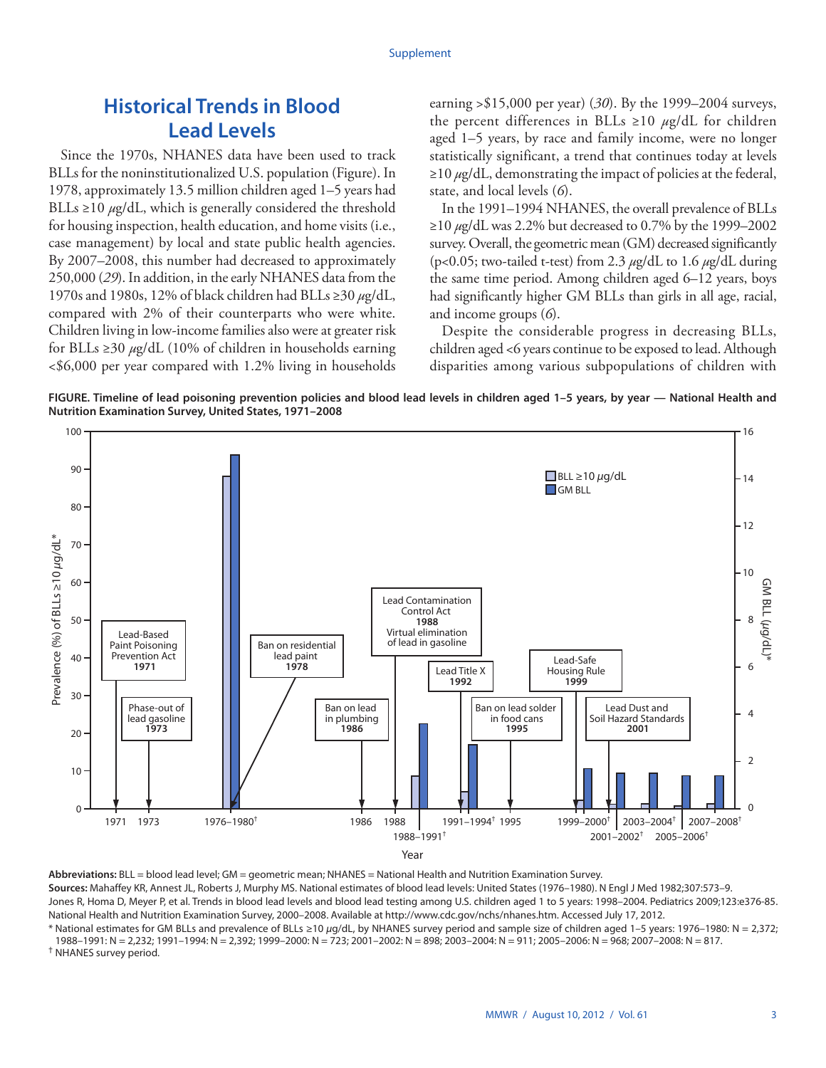## Historical Trends in Blood Lead Levels

Since the 1970s, NHANES data have been used to track BLLs for the noninstitutionalized U.S. population (Figure). In 1978, approximately 13.5 million children aged 1–5 years had BLLs ≥10 $\mu$g/dL, which is generally considered the threshold for housing inspection, health education, and home visits (i.e., case management) by local and state public health agencies. By 2007–2008, this number had decreased to approximately 250,000 (*29*). In addition, in the early NHANES data from the 1970s and 1980s, 12% of black children had BLLs ≥30 $\mu$g/dL, compared with 2% of their counterparts who were white. Children living in low-income families also were at greater risk for BLLs ≥30 $\mu$g/dL (10% of children in households earning <$6,000 per year compared with 1.2% living in households earning >$15,000 per year) (*30*). By the 1999–2004 surveys, the percent differences in BLLs ≥10 $\mu$g/dL for children aged 1–5 years, by race and family income, were no longer statistically significant, a trend that continues today at levels ≥10 $\mu$g/dL, demonstrating the impact of policies at the federal, state, and local levels (*6*).

In the 1991–1994 NHANES, the overall prevalence of BLLs ≥10 $\mu$g/dL was 2.2% but decreased to 0.7% by the 1999–2002 survey. Overall, the geometric mean (GM) decreased significantly ($p<0.05$; two-tailed t-test) from 2.3 $\mu$g/dL to 1.6 $\mu$g/dL during the same time period. Among children aged 6–12 years, boys had significantly higher GM BLLs than girls in all age, racial, and income groups (*6*).

Despite the considerable progress in decreasing BLLs, children aged <6 years continue to be exposed to lead. Although disparities among various subpopulations of children with

**FIGURE. Timeline of lead poisoning prevention policies and blood lead levels in children aged 1–5 years, by year — National Health and Nutrition Examination Survey, United States, 1971–2008**

**Abbreviations:** BLL = blood lead level; GM = geometric mean; NHANES = National Health and Nutrition Examination Survey.

**Sources:** Mahaffey KR, Annest JL, Roberts J, Murphy MS. National estimates of blood lead levels: United States (1976–1980). N Engl J Med 1982;307:573–9.
Jones R, Homa D, Meyer P, et al. Trends in blood lead levels and blood lead testing among U.S. children aged 1 to 5 years: 1998–2004. Pediatrics 2009;123:e376-85.
National Health and Nutrition Examination Survey, 2000–2008. Available at http://www.cdc.gov/nchs/nhanes.htm. Accessed July 17, 2012.

\* National estimates for GM BLLs and prevalence of BLLs ≥10 $\mu$g/dL, by NHANES survey period and sample size of children aged 1–5 years: 1976–1980: N = 2,372; 1988–1991: N = 2,232; 1991–1994: N = 2,392; 1999–2000: N = 723; 2001–2002: N = 898; 2003–2004: N = 911; 2005–2006: N = 968; 2007–2008: N = 817.

† NHANES survey period.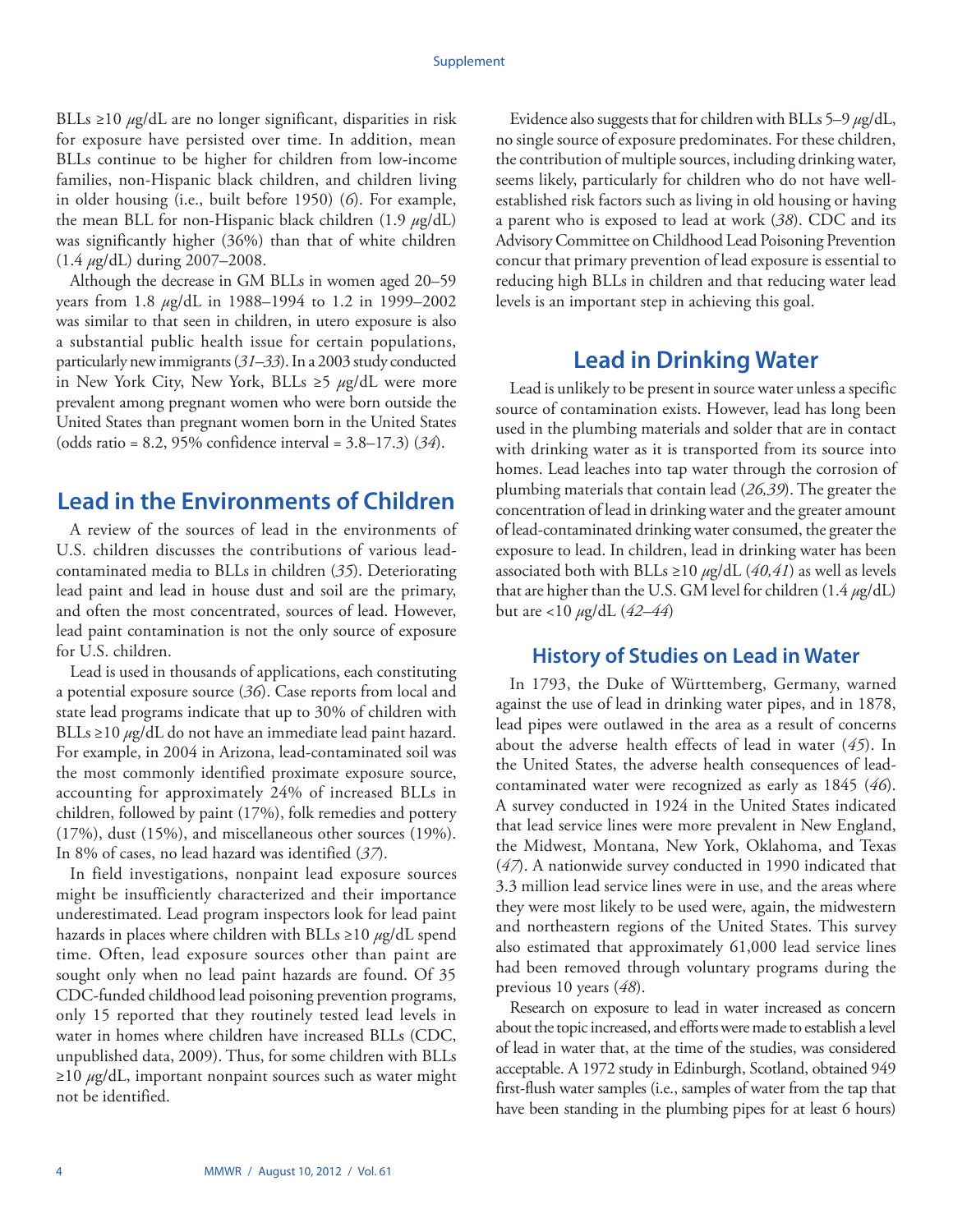BLLs ≥10 $\mu$g/dL are no longer significant, disparities in risk for exposure have persisted over time. In addition, mean BLLs continue to be higher for children from low-income families, non-Hispanic black children, and children living in older housing (i.e., built before 1950) (*6*). For example, the mean BLL for non-Hispanic black children (1.9 $\mu$g/dL) was significantly higher (36%) than that of white children (1.4 $\mu$g/dL) during 2007–2008.

Although the decrease in GM BLLs in women aged 20–59 years from 1.8 $\mu$g/dL in 1988–1994 to 1.2 in 1999–2002 was similar to that seen in children, in utero exposure is also a substantial public health issue for certain populations, particularly new immigrants (*31–33*). In a 2003 study conducted in New York City, New York, BLLs ≥5 $\mu$g/dL were more prevalent among pregnant women who were born outside the United States than pregnant women born in the United States (odds ratio = 8.2, 95% confidence interval = 3.8–17.3) (*34*).

## Lead in the Environments of Children

A review of the sources of lead in the environments of U.S. children discusses the contributions of various lead-contaminated media to BLLs in children (*35*). Deteriorating lead paint and lead in house dust and soil are the primary, and often the most concentrated, sources of lead. However, lead paint contamination is not the only source of exposure for U.S. children.

Lead is used in thousands of applications, each constituting a potential exposure source (*36*). Case reports from local and state lead programs indicate that up to 30% of children with BLLs ≥10 $\mu$g/dL do not have an immediate lead paint hazard. For example, in 2004 in Arizona, lead-contaminated soil was the most commonly identified proximate exposure source, accounting for approximately 24% of increased BLLs in children, followed by paint (17%), folk remedies and pottery (17%), dust (15%), and miscellaneous other sources (19%). In 8% of cases, no lead hazard was identified (*37*).

In field investigations, nonpaint lead exposure sources might be insufficiently characterized and their importance underestimated. Lead program inspectors look for lead paint hazards in places where children with BLLs ≥10 $\mu$g/dL spend time. Often, lead exposure sources other than paint are sought only when no lead paint hazards are found. Of 35 CDC-funded childhood lead poisoning prevention programs, only 15 reported that they routinely tested lead levels in water in homes where children have increased BLLs (CDC, unpublished data, 2009). Thus, for some children with BLLs ≥10 $\mu$g/dL, important nonpaint sources such as water might not be identified.

Evidence also suggests that for children with BLLs 5–9 $\mu$g/dL, no single source of exposure predominates. For these children, the contribution of multiple sources, including drinking water, seems likely, particularly for children who do not have well-established risk factors such as living in old housing or having a parent who is exposed to lead at work (*38*). CDC and its Advisory Committee on Childhood Lead Poisoning Prevention concur that primary prevention of lead exposure is essential to reducing high BLLs in children and that reducing water lead levels is an important step in achieving this goal.

## Lead in Drinking Water

Lead is unlikely to be present in source water unless a specific source of contamination exists. However, lead has long been used in the plumbing materials and solder that are in contact with drinking water as it is transported from its source into homes. Lead leaches into tap water through the corrosion of plumbing materials that contain lead (*26,39*). The greater the concentration of lead in drinking water and the greater amount of lead-contaminated drinking water consumed, the greater the exposure to lead. In children, lead in drinking water has been associated both with BLLs ≥10 $\mu$g/dL (*40,41*) as well as levels that are higher than the U.S. GM level for children (1.4 $\mu$g/dL) but are <10 $\mu$g/dL (*42–44*)

### History of Studies on Lead in Water

In 1793, the Duke of Württemberg, Germany, warned against the use of lead in drinking water pipes, and in 1878, lead pipes were outlawed in the area as a result of concerns about the adverse health effects of lead in water (*45*). In the United States, the adverse health consequences of lead-contaminated water were recognized as early as 1845 (*46*). A survey conducted in 1924 in the United States indicated that lead service lines were more prevalent in New England, the Midwest, Montana, New York, Oklahoma, and Texas (*47*). A nationwide survey conducted in 1990 indicated that 3.3 million lead service lines were in use, and the areas where they were most likely to be used were, again, the midwestern and northeastern regions of the United States. This survey also estimated that approximately 61,000 lead service lines had been removed through voluntary programs during the previous 10 years (*48*).

Research on exposure to lead in water increased as concern about the topic increased, and efforts were made to establish a level of lead in water that, at the time of the studies, was considered acceptable. A 1972 study in Edinburgh, Scotland, obtained 949 first-flush water samples (i.e., samples of water from the tap that have been standing in the plumbing pipes for at least 6 hours)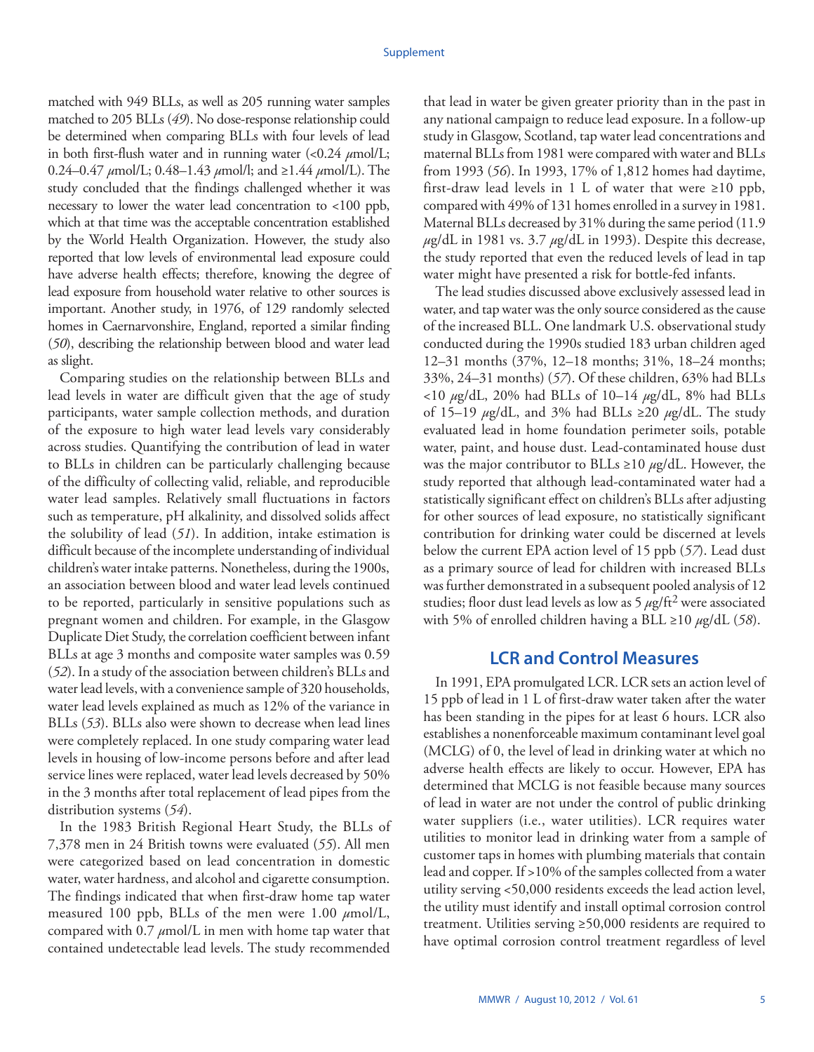matched with 949 BLLs, as well as 205 running water samples matched to 205 BLLs (*49*). No dose-response relationship could be determined when comparing BLLs with four levels of lead in both first-flush water and in running water (<0.24 $\mu$mol/L; 0.24–0.47 $\mu$mol/L; 0.48–1.43 $\mu$mol/l; and ≥1.44 $\mu$mol/L). The study concluded that the findings challenged whether it was necessary to lower the water lead concentration to <100 ppb, which at that time was the acceptable concentration established by the World Health Organization. However, the study also reported that low levels of environmental lead exposure could have adverse health effects; therefore, knowing the degree of lead exposure from household water relative to other sources is important. Another study, in 1976, of 129 randomly selected homes in Caernarvonshire, England, reported a similar finding (*50*), describing the relationship between blood and water lead as slight.

Comparing studies on the relationship between BLLs and lead levels in water are difficult given that the age of study participants, water sample collection methods, and duration of the exposure to high water lead levels vary considerably across studies. Quantifying the contribution of lead in water to BLLs in children can be particularly challenging because of the difficulty of collecting valid, reliable, and reproducible water lead samples. Relatively small fluctuations in factors such as temperature, pH alkalinity, and dissolved solids affect the solubility of lead (*51*). In addition, intake estimation is difficult because of the incomplete understanding of individual children's water intake patterns. Nonetheless, during the 1900s, an association between blood and water lead levels continued to be reported, particularly in sensitive populations such as pregnant women and children. For example, in the Glasgow Duplicate Diet Study, the correlation coefficient between infant BLLs at age 3 months and composite water samples was 0.59 (*52*). In a study of the association between children's BLLs and water lead levels, with a convenience sample of 320 households, water lead levels explained as much as 12% of the variance in BLLs (*53*). BLLs also were shown to decrease when lead lines were completely replaced. In one study comparing water lead levels in housing of low-income persons before and after lead service lines were replaced, water lead levels decreased by 50% in the 3 months after total replacement of lead pipes from the distribution systems (*54*).

In the 1983 British Regional Heart Study, the BLLs of 7,378 men in 24 British towns were evaluated (*55*). All men were categorized based on lead concentration in domestic water, water hardness, and alcohol and cigarette consumption. The findings indicated that when first-draw home tap water measured 100 ppb, BLLs of the men were 1.00 $\mu$mol/L, compared with 0.7 $\mu$mol/L in men with home tap water that contained undetectable lead levels. The study recommended that lead in water be given greater priority than in the past in any national campaign to reduce lead exposure. In a follow-up study in Glasgow, Scotland, tap water lead concentrations and maternal BLLs from 1981 were compared with water and BLLs from 1993 (*56*). In 1993, 17% of 1,812 homes had daytime, first-draw lead levels in 1 L of water that were ≥10 ppb, compared with 49% of 131 homes enrolled in a survey in 1981. Maternal BLLs decreased by 31% during the same period (11.9 $\mu$g/dL in 1981 vs. 3.7 $\mu$g/dL in 1993). Despite this decrease, the study reported that even the reduced levels of lead in tap water might have presented a risk for bottle-fed infants.

The lead studies discussed above exclusively assessed lead in water, and tap water was the only source considered as the cause of the increased BLL. One landmark U.S. observational study conducted during the 1990s studied 183 urban children aged 12–31 months (37%, 12–18 months; 31%, 18–24 months; 33%, 24–31 months) (*57*). Of these children, 63% had BLLs <10 $\mu$g/dL, 20% had BLLs of 10–14 $\mu$g/dL, 8% had BLLs of 15–19 $\mu$g/dL, and 3% had BLLs ≥20 $\mu$g/dL. The study evaluated lead in home foundation perimeter soils, potable water, paint, and house dust. Lead-contaminated house dust was the major contributor to BLLs ≥10 $\mu$g/dL. However, the study reported that although lead-contaminated water had a statistically significant effect on children's BLLs after adjusting for other sources of lead exposure, no statistically significant contribution for drinking water could be discerned at levels below the current EPA action level of 15 ppb (*57*). Lead dust as a primary source of lead for children with increased BLLs was further demonstrated in a subsequent pooled analysis of 12 studies; floor dust lead levels as low as 5 $\mu g/ft^2$ were associated with 5% of enrolled children having a BLL ≥10 $\mu$g/dL (*58*).

## LCR and Control Measures

In 1991, EPA promulgated LCR. LCR sets an action level of 15 ppb of lead in 1 L of first-draw water taken after the water has been standing in the pipes for at least 6 hours. LCR also establishes a nonenforceable maximum contaminant level goal (MCLG) of 0, the level of lead in drinking water at which no adverse health effects are likely to occur. However, EPA has determined that MCLG is not feasible because many sources of lead in water are not under the control of public drinking water suppliers (i.e., water utilities). LCR requires water utilities to monitor lead in drinking water from a sample of customer taps in homes with plumbing materials that contain lead and copper. If >10% of the samples collected from a water utility serving <50,000 residents exceeds the lead action level, the utility must identify and install optimal corrosion control treatment. Utilities serving ≥50,000 residents are required to have optimal corrosion control treatment regardless of level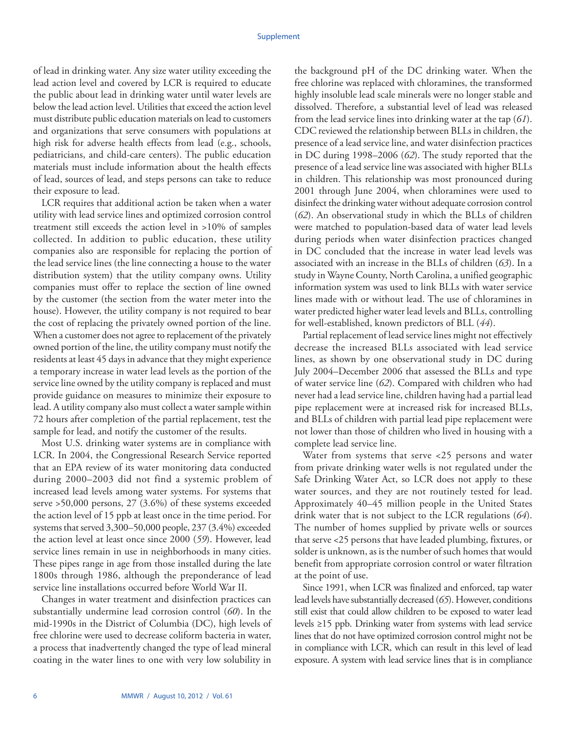of lead in drinking water. Any size water utility exceeding the lead action level and covered by LCR is required to educate the public about lead in drinking water until water levels are below the lead action level. Utilities that exceed the action level must distribute public education materials on lead to customers and organizations that serve consumers with populations at high risk for adverse health effects from lead (e.g., schools, pediatricians, and child-care centers). The public education materials must include information about the health effects of lead, sources of lead, and steps persons can take to reduce their exposure to lead.

LCR requires that additional action be taken when a water utility with lead service lines and optimized corrosion control treatment still exceeds the action level in >10% of samples collected. In addition to public education, these utility companies also are responsible for replacing the portion of the lead service lines (the line connecting a house to the water distribution system) that the utility company owns. Utility companies must offer to replace the section of line owned by the customer (the section from the water meter into the house). However, the utility company is not required to bear the cost of replacing the privately owned portion of the line. When a customer does not agree to replacement of the privately owned portion of the line, the utility company must notify the residents at least 45 days in advance that they might experience a temporary increase in water lead levels as the portion of the service line owned by the utility company is replaced and must provide guidance on measures to minimize their exposure to lead. A utility company also must collect a water sample within 72 hours after completion of the partial replacement, test the sample for lead, and notify the customer of the results.

Most U.S. drinking water systems are in compliance with LCR. In 2004, the Congressional Research Service reported that an EPA review of its water monitoring data conducted during 2000–2003 did not find a systemic problem of increased lead levels among water systems. For systems that serve >50,000 persons, 27 (3.6%) of these systems exceeded the action level of 15 ppb at least once in the time period. For systems that served 3,300–50,000 people, 237 (3.4%) exceeded the action level at least once since 2000 (*59*). However, lead service lines remain in use in neighborhoods in many cities. These pipes range in age from those installed during the late 1800s through 1986, although the preponderance of lead service line installations occurred before World War II.

Changes in water treatment and disinfection practices can substantially undermine lead corrosion control (*60*). In the mid-1990s in the District of Columbia (DC), high levels of free chlorine were used to decrease coliform bacteria in water, a process that inadvertently changed the type of lead mineral coating in the water lines to one with very low solubility in the background pH of the DC drinking water. When the free chlorine was replaced with chloramines, the transformed highly insoluble lead scale minerals were no longer stable and dissolved. Therefore, a substantial level of lead was released from the lead service lines into drinking water at the tap (*61*). CDC reviewed the relationship between BLLs in children, the presence of a lead service line, and water disinfection practices in DC during 1998–2006 (*62*). The study reported that the presence of a lead service line was associated with higher BLLs in children. This relationship was most pronounced during 2001 through June 2004, when chloramines were used to disinfect the drinking water without adequate corrosion control (*62*). An observational study in which the BLLs of children were matched to population-based data of water lead levels during periods when water disinfection practices changed in DC concluded that the increase in water lead levels was associated with an increase in the BLLs of children (*63*). In a study in Wayne County, North Carolina, a unified geographic information system was used to link BLLs with water service lines made with or without lead. The use of chloramines in water predicted higher water lead levels and BLLs, controlling for well-established, known predictors of BLL (*44*).

Partial replacement of lead service lines might not effectively decrease the increased BLLs associated with lead service lines, as shown by one observational study in DC during July 2004–December 2006 that assessed the BLLs and type of water service line (*62*). Compared with children who had never had a lead service line, children having had a partial lead pipe replacement were at increased risk for increased BLLs, and BLLs of children with partial lead pipe replacement were not lower than those of children who lived in housing with a complete lead service line.

Water from systems that serve <25 persons and water from private drinking water wells is not regulated under the Safe Drinking Water Act, so LCR does not apply to these water sources, and they are not routinely tested for lead. Approximately 40–45 million people in the United States drink water that is not subject to the LCR regulations (*64*). The number of homes supplied by private wells or sources that serve <25 persons that have leaded plumbing, fixtures, or solder is unknown, as is the number of such homes that would benefit from appropriate corrosion control or water filtration at the point of use.

Since 1991, when LCR was finalized and enforced, tap water lead levels have substantially decreased (*65*). However, conditions still exist that could allow children to be exposed to water lead levels ≥15 ppb. Drinking water from systems with lead service lines that do not have optimized corrosion control might not be in compliance with LCR, which can result in this level of lead exposure. A system with lead service lines that is in compliance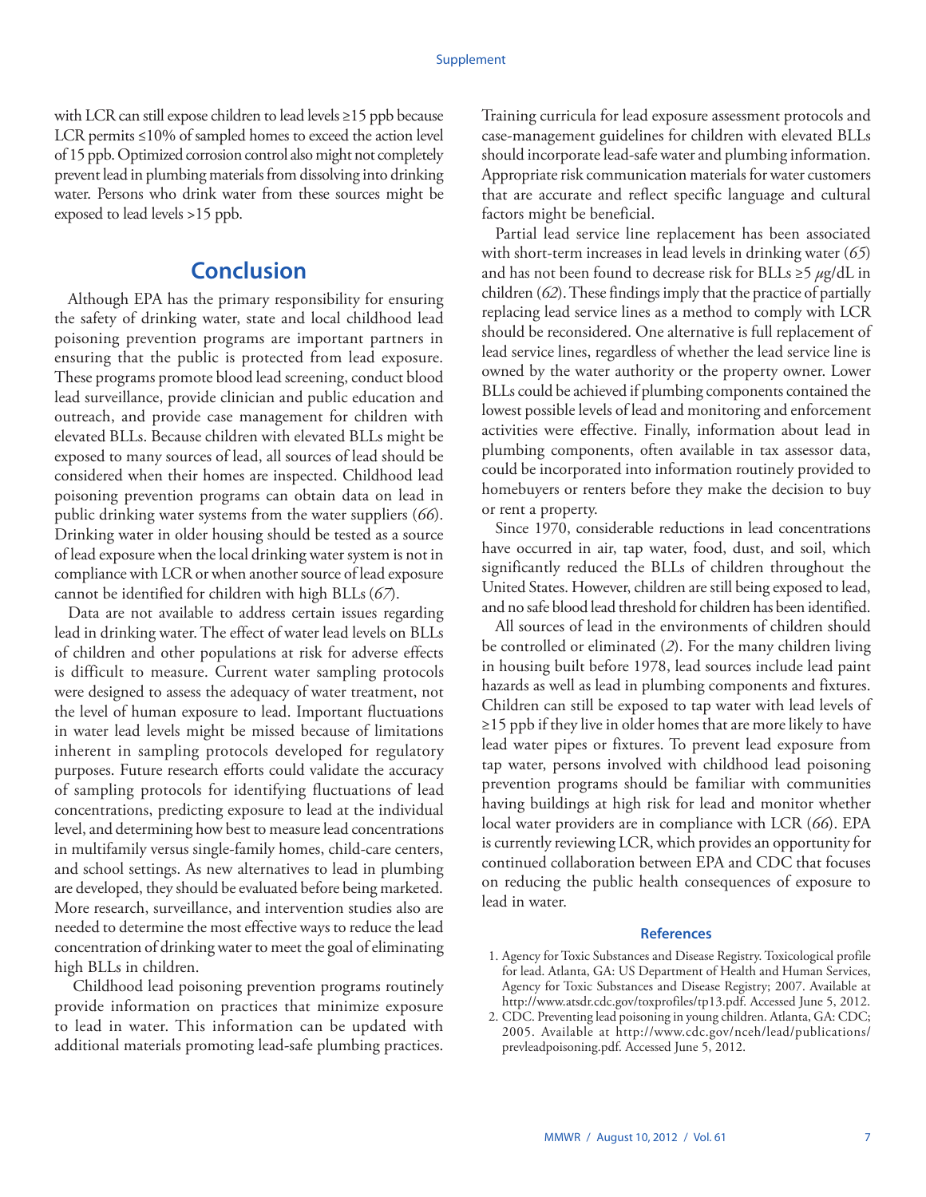with LCR can still expose children to lead levels ≥15 ppb because LCR permits ≤10% of sampled homes to exceed the action level of 15 ppb. Optimized corrosion control also might not completely prevent lead in plumbing materials from dissolving into drinking water. Persons who drink water from these sources might be exposed to lead levels >15 ppb.

## Conclusion

Although EPA has the primary responsibility for ensuring the safety of drinking water, state and local childhood lead poisoning prevention programs are important partners in ensuring that the public is protected from lead exposure. These programs promote blood lead screening, conduct blood lead surveillance, provide clinician and public education and outreach, and provide case management for children with elevated BLLs. Because children with elevated BLLs might be exposed to many sources of lead, all sources of lead should be considered when their homes are inspected. Childhood lead poisoning prevention programs can obtain data on lead in public drinking water systems from the water suppliers (*66*). Drinking water in older housing should be tested as a source of lead exposure when the local drinking water system is not in compliance with LCR or when another source of lead exposure cannot be identified for children with high BLLs (*67*).

Data are not available to address certain issues regarding lead in drinking water. The effect of water lead levels on BLLs of children and other populations at risk for adverse effects is difficult to measure. Current water sampling protocols were designed to assess the adequacy of water treatment, not the level of human exposure to lead. Important fluctuations in water lead levels might be missed because of limitations inherent in sampling protocols developed for regulatory purposes. Future research efforts could validate the accuracy of sampling protocols for identifying fluctuations of lead concentrations, predicting exposure to lead at the individual level, and determining how best to measure lead concentrations in multifamily versus single-family homes, child-care centers, and school settings. As new alternatives to lead in plumbing are developed, they should be evaluated before being marketed. More research, surveillance, and intervention studies also are needed to determine the most effective ways to reduce the lead concentration of drinking water to meet the goal of eliminating high BLLs in children.

Childhood lead poisoning prevention programs routinely provide information on practices that minimize exposure to lead in water. This information can be updated with additional materials promoting lead-safe plumbing practices. Training curricula for lead exposure assessment protocols and case-management guidelines for children with elevated BLLs should incorporate lead-safe water and plumbing information. Appropriate risk communication materials for water customers that are accurate and reflect specific language and cultural factors might be beneficial.

Partial lead service line replacement has been associated with short-term increases in lead levels in drinking water (*65*) and has not been found to decrease risk for BLLs ≥5 $\mu$g/dL in children (*62*). These findings imply that the practice of partially replacing lead service lines as a method to comply with LCR should be reconsidered. One alternative is full replacement of lead service lines, regardless of whether the lead service line is owned by the water authority or the property owner. Lower BLLs could be achieved if plumbing components contained the lowest possible levels of lead and monitoring and enforcement activities were effective. Finally, information about lead in plumbing components, often available in tax assessor data, could be incorporated into information routinely provided to homebuyers or renters before they make the decision to buy or rent a property.

Since 1970, considerable reductions in lead concentrations have occurred in air, tap water, food, dust, and soil, which significantly reduced the BLLs of children throughout the United States. However, children are still being exposed to lead, and no safe blood lead threshold for children has been identified.

All sources of lead in the environments of children should be controlled or eliminated (*2*). For the many children living in housing built before 1978, lead sources include lead paint hazards as well as lead in plumbing components and fixtures. Children can still be exposed to tap water with lead levels of ≥15 ppb if they live in older homes that are more likely to have lead water pipes or fixtures. To prevent lead exposure from tap water, persons involved with childhood lead poisoning prevention programs should be familiar with communities having buildings at high risk for lead and monitor whether local water providers are in compliance with LCR (*66*). EPA is currently reviewing LCR, which provides an opportunity for continued collaboration between EPA and CDC that focuses on reducing the public health consequences of exposure to lead in water.

### References

1. Agency for Toxic Substances and Disease Registry. Toxicological profile for lead. Atlanta, GA: US Department of Health and Human Services, Agency for Toxic Substances and Disease Registry; 2007. Available at http://www.atsdr.cdc.gov/toxprofiles/tp13.pdf. Accessed June 5, 2012.
2. CDC. Preventing lead poisoning in young children. Atlanta, GA: CDC; 2005. Available at http://www.cdc.gov/nceh/lead/publications/prevleadpoisoning.pdf. Accessed June 5, 2012.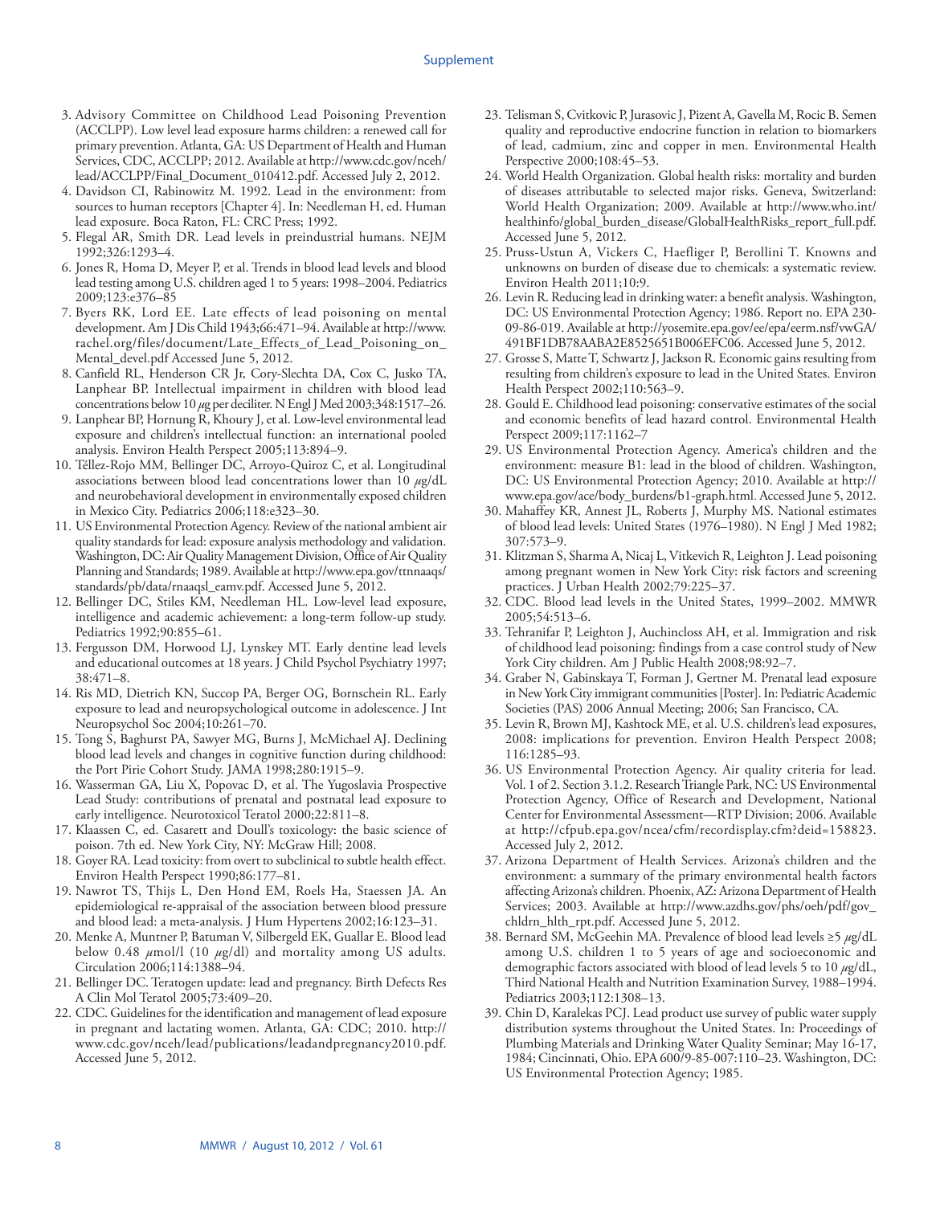3. Advisory Committee on Childhood Lead Poisoning Prevention (ACCLPP). Low level lead exposure harms children: a renewed call for primary prevention. Atlanta, GA: US Department of Health and Human Services, CDC, ACCLPP; 2012. Available at http://www.cdc.gov/nceh/lead/ACCLPP/Final_Document_010412.pdf. Accessed July 2, 2012.
4. Davidson CI, Rabinowitz M. 1992. Lead in the environment: from sources to human receptors [Chapter 4]. In: Needleman H, ed. Human lead exposure. Boca Raton, FL: CRC Press; 1992.
5. Flegal AR, Smith DR. Lead levels in preindustrial humans. NEJM 1992;326:1293–4.
6. Jones R, Homa D, Meyer P, et al. Trends in blood lead levels and blood lead testing among U.S. children aged 1 to 5 years: 1998–2004. Pediatrics 2009;123:e376–85
7. Byers RK, Lord EE. Late effects of lead poisoning on mental development. Am J Dis Child 1943;66:471–94. Available at http://www.rachel.org/files/document/Late_Effects_of_Lead_Poisoning_on_Mental_devel.pdf Accessed June 5, 2012.
8. Canfield RL, Henderson CR Jr, Cory-Slechta DA, Cox C, Jusko TA, Lanphear BP. Intellectual impairment in children with blood lead concentrations below 10 $\mu$g per deciliter. N Engl J Med 2003;348:1517–26.
9. Lanphear BP, Hornung R, Khoury J, et al. Low-level environmental lead exposure and children's intellectual function: an international pooled analysis. Environ Health Perspect 2005;113:894–9.
10. Téllez-Rojo MM, Bellinger DC, Arroyo-Quiroz C, et al. Longitudinal associations between blood lead concentrations lower than 10 $\mu$g/dL and neurobehavioral development in environmentally exposed children in Mexico City. Pediatrics 2006;118:e323–30.
11. US Environmental Protection Agency. Review of the national ambient air quality standards for lead: exposure analysis methodology and validation. Washington, DC: Air Quality Management Division, Office of Air Quality Planning and Standards; 1989. Available at http://www.epa.gov/ttnnaaqs/standards/pb/data/rnaaqsl_eamv.pdf. Accessed June 5, 2012.
12. Bellinger DC, Stiles KM, Needleman HL. Low-level lead exposure, intelligence and academic achievement: a long-term follow-up study. Pediatrics 1992;90:855–61.
13. Fergusson DM, Horwood LJ, Lynskey MT. Early dentine lead levels and educational outcomes at 18 years. J Child Psychol Psychiatry 1997; 38:471–8.
14. Ris MD, Dietrich KN, Succop PA, Berger OG, Bornschein RL. Early exposure to lead and neuropsychological outcome in adolescence. J Int Neuropsychol Soc 2004;10:261–70.
15. Tong S, Baghurst PA, Sawyer MG, Burns J, McMichael AJ. Declining blood lead levels and changes in cognitive function during childhood: the Port Pirie Cohort Study. JAMA 1998;280:1915–9.
16. Wasserman GA, Liu X, Popovac D, et al. The Yugoslavia Prospective Lead Study: contributions of prenatal and postnatal lead exposure to early intelligence. Neurotoxicol Teratol 2000;22:811–8.
17. Klaassen C, ed. Casarett and Doull's toxicology: the basic science of poison. 7th ed. New York City, NY: McGraw Hill; 2008.
18. Goyer RA. Lead toxicity: from overt to subclinical to subtle health effect. Environ Health Perspect 1990;86:177–81.
19. Nawrot TS, Thijs L, Den Hond EM, Roels Ha, Staessen JA. An epidemiological re-appraisal of the association between blood pressure and blood lead: a meta-analysis. J Hum Hypertens 2002;16:123–31.
20. Menke A, Muntner P, Batuman V, Silbergeld EK, Guallar E. Blood lead below 0.48 $\mu$mol/l (10 $\mu$g/dl) and mortality among US adults. Circulation 2006;114:1388–94.
21. Bellinger DC. Teratogen update: lead and pregnancy. Birth Defects Res A Clin Mol Teratol 2005;73:409–20.
22. CDC. Guidelines for the identification and management of lead exposure in pregnant and lactating women. Atlanta, GA: CDC; 2010. http://www.cdc.gov/nceh/lead/publications/leadandpregnancy2010.pdf. Accessed June 5, 2012.
23. Telisman S, Cvitkovic P, Jurasovic J, Pizent A, Gavella M, Rocic B. Semen quality and reproductive endocrine function in relation to biomarkers of lead, cadmium, zinc and copper in men. Environmental Health Perspective 2000;108:45–53.
24. World Health Organization. Global health risks: mortality and burden of diseases attributable to selected major risks. Geneva, Switzerland: World Health Organization; 2009. Available at http://www.who.int/healthinfo/global_burden_disease/GlobalHealthRisks_report_full.pdf. Accessed June 5, 2012.
25. Pruss-Ustun A, Vickers C, Haefliger P, Berollini T. Knowns and unknowns on burden of disease due to chemicals: a systematic review. Environ Health 2011;10:9.
26. Levin R. Reducing lead in drinking water: a benefit analysis. Washington, DC: US Environmental Protection Agency; 1986. Report no. EPA 230-09-86-019. Available at http://yosemite.epa.gov/ee/epa/eerm.nsf/vwGA/491BF1DB78AABA2E8525651B006EFC06. Accessed June 5, 2012.
27. Grosse S, Matte T, Schwartz J, Jackson R. Economic gains resulting from resulting from children's exposure to lead in the United States. Environ Health Perspect 2002;110:563–9.
28. Gould E. Childhood lead poisoning: conservative estimates of the social and economic benefits of lead hazard control. Environmental Health Perspect 2009;117:1162–7
29. US Environmental Protection Agency. America's children and the environment: measure B1: lead in the blood of children. Washington, DC: US Environmental Protection Agency; 2010. Available at http://www.epa.gov/ace/body_burdens/b1-graph.html. Accessed June 5, 2012.
30. Mahaffey KR, Annest JL, Roberts J, Murphy MS. National estimates of blood lead levels: United States (1976–1980). N Engl J Med 1982; 307:573–9.
31. Klitzman S, Sharma A, Nicaj L, Vitkevich R, Leighton J. Lead poisoning among pregnant women in New York City: risk factors and screening practices. J Urban Health 2002;79:225–37.
32. CDC. Blood lead levels in the United States, 1999–2002. MMWR 2005;54:513–6.
33. Tehranifar P, Leighton J, Auchincloss AH, et al. Immigration and risk of childhood lead poisoning: findings from a case control study of New York City children. Am J Public Health 2008;98:92–7.
34. Graber N, Gabinskaya T, Forman J, Gertner M. Prenatal lead exposure in New York City immigrant communities [Poster]. In: Pediatric Academic Societies (PAS) 2006 Annual Meeting; 2006; San Francisco, CA.
35. Levin R, Brown MJ, Kashtock ME, et al. U.S. children's lead exposures, 2008: implications for prevention. Environ Health Perspect 2008; 116:1285–93.
36. US Environmental Protection Agency. Air quality criteria for lead. Vol. 1 of 2. Section 3.1.2. Research Triangle Park, NC: US Environmental Protection Agency, Office of Research and Development, National Center for Environmental Assessment—RTP Division; 2006. Available at http://cfpub.epa.gov/ncea/cfm/recordisplay.cfm?deid=158823. Accessed July 2, 2012.
37. Arizona Department of Health Services. Arizona's children and the environment: a summary of the primary environmental health factors affecting Arizona's children. Phoenix, AZ: Arizona Department of Health Services; 2003. Available at http://www.azdhs.gov/phs/oeh/pdf/gov_chldrn_hlth_rpt.pdf. Accessed June 5, 2012.
38. Bernard SM, McGeehin MA. Prevalence of blood lead levels ≥5 $\mu$g/dL among U.S. children 1 to 5 years of age and socioeconomic and demographic factors associated with blood of lead levels 5 to 10 $\mu$g/dL, Third National Health and Nutrition Examination Survey, 1988–1994. Pediatrics 2003;112:1308–13.
39. Chin D, Karalekas PCJ. Lead product use survey of public water supply distribution systems throughout the United States. In: Proceedings of Plumbing Materials and Drinking Water Quality Seminar; May 16-17, 1984; Cincinnati, Ohio. EPA 600/9-85-007:110–23. Washington, DC: US Environmental Protection Agency; 1985.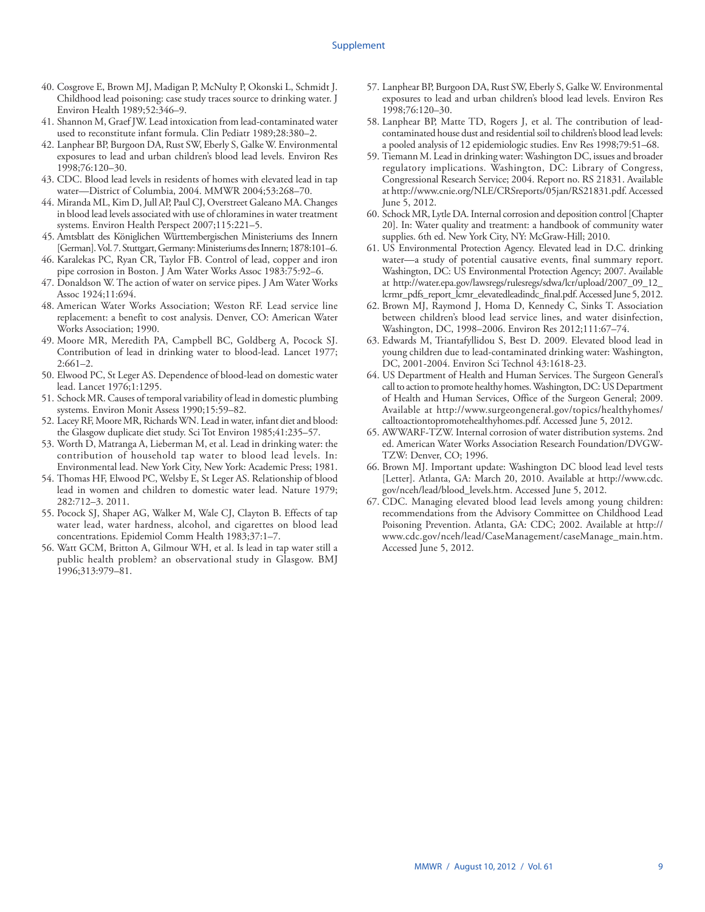40. Cosgrove E, Brown MJ, Madigan P, McNulty P, Okonski L, Schmidt J. Childhood lead poisoning: case study traces source to drinking water. J Environ Health 1989;52:346–9.
41. Shannon M, Graef JW. Lead intoxication from lead-contaminated water used to reconstitute infant formula. Clin Pediatr 1989;28:380–2.
42. Lanphear BP, Burgoon DA, Rust SW, Eberly S, Galke W. Environmental exposures to lead and urban children's blood lead levels. Environ Res 1998;76:120–30.
43. CDC. Blood lead levels in residents of homes with elevated lead in tap water—District of Columbia, 2004. MMWR 2004;53:268–70.
44. Miranda ML, Kim D, Jull AP, Paul CJ, Overstreet Galeano MA. Changes in blood lead levels associated with use of chloramines in water treatment systems. Environ Health Perspect 2007;115:221–5.
45. Amtsblatt des Königlichen Württembergischen Ministeriums des Innern [German]. Vol. 7. Stuttgart, Germany: Ministeriums des Innern; 1878:101–6.
46. Karalekas PC, Ryan CR, Taylor FB. Control of lead, copper and iron pipe corrosion in Boston. J Am Water Works Assoc 1983:75:92–6.
47. Donaldson W. The action of water on service pipes. J Am Water Works Assoc 1924;11:694.
48. American Water Works Association; Weston RF. Lead service line replacement: a benefit to cost analysis. Denver, CO: American Water Works Association; 1990.
49. Moore MR, Meredith PA, Campbell BC, Goldberg A, Pocock SJ. Contribution of lead in drinking water to blood-lead. Lancet 1977; 2:661–2.
50. Elwood PC, St Leger AS. Dependence of blood-lead on domestic water lead. Lancet 1976;1:1295.
51. Schock MR. Causes of temporal variability of lead in domestic plumbing systems. Environ Monit Assess 1990;15:59–82.
52. Lacey RF, Moore MR, Richards WN. Lead in water, infant diet and blood: the Glasgow duplicate diet study. Sci Tot Environ 1985;41:235–57.
53. Worth D, Matranga A, Lieberman M, et al. Lead in drinking water: the contribution of household tap water to blood lead levels. In: Environmental lead. New York City, New York: Academic Press; 1981.
54. Thomas HF, Elwood PC, Welsby E, St Leger AS. Relationship of blood lead in women and children to domestic water lead. Nature 1979; 282:712–3. 2011.
55. Pocock SJ, Shaper AG, Walker M, Wale CJ, Clayton B. Effects of tap water lead, water hardness, alcohol, and cigarettes on blood lead concentrations. Epidemiol Comm Health 1983;37:1–7.
56. Watt GCM, Britton A, Gilmour WH, et al. Is lead in tap water still a public health problem? an observational study in Glasgow. BMJ 1996;313:979–81.
57. Lanphear BP, Burgoon DA, Rust SW, Eberly S, Galke W. Environmental exposures to lead and urban children's blood lead levels. Environ Res 1998;76:120–30.
58. Lanphear BP, Matte TD, Rogers J, et al. The contribution of lead-contaminated house dust and residential soil to children's blood lead levels: a pooled analysis of 12 epidemiologic studies. Env Res 1998;79:51–68.
59. Tiemann M. Lead in drinking water: Washington DC, issues and broader regulatory implications. Washington, DC: Library of Congress, Congressional Research Service; 2004. Report no. RS 21831. Available at http://www.cnie.org/NLE/CRSreports/05jan/RS21831.pdf. Accessed June 5, 2012.
60. Schock MR, Lytle DA. Internal corrosion and deposition control [Chapter 20]. In: Water quality and treatment: a handbook of community water supplies. 6th ed. New York City, NY: McGraw-Hill; 2010.
61. US Environmental Protection Agency. Elevated lead in D.C. drinking water—a study of potential causative events, final summary report. Washington, DC: US Environmental Protection Agency; 2007. Available at http://water.epa.gov/lawsregs/rulesregs/sdwa/lcr/upload/2007_09_12_lcrmr_pdfs_report_lcmr_elevatedleadindc_final.pdf. Accessed June 5, 2012.
62. Brown MJ, Raymond J, Homa D, Kennedy C, Sinks T. Association between children's blood lead service lines, and water disinfection, Washington, DC, 1998–2006. Environ Res 2012;111:67–74.
63. Edwards M, Triantafyllidou S, Best D. 2009. Elevated blood lead in young children due to lead-contaminated drinking water: Washington, DC, 2001-2004. Environ Sci Technol 43:1618-23.
64. US Department of Health and Human Services. The Surgeon General's call to action to promote healthy homes. Washington, DC: US Department of Health and Human Services, Office of the Surgeon General; 2009. Available at http://www.surgeongeneral.gov/topics/healthyhomes/calltoactiontopromotehealthyhomes.pdf. Accessed June 5, 2012.
65. AWWARF-TZW. Internal corrosion of water distribution systems. 2nd ed. American Water Works Association Research Foundation/DVGW-TZW: Denver, CO; 1996.
66. Brown MJ. Important update: Washington DC blood lead level tests [Letter]. Atlanta, GA: March 20, 2010. Available at http://www.cdc.gov/nceh/lead/blood_levels.htm. Accessed June 5, 2012.
67. CDC. Managing elevated blood lead levels among young children: recommendations from the Advisory Committee on Childhood Lead Poisoning Prevention. Atlanta, GA: CDC; 2002. Available at http://www.cdc.gov/nceh/lead/CaseManagement/caseManage_main.htm. Accessed June 5, 2012.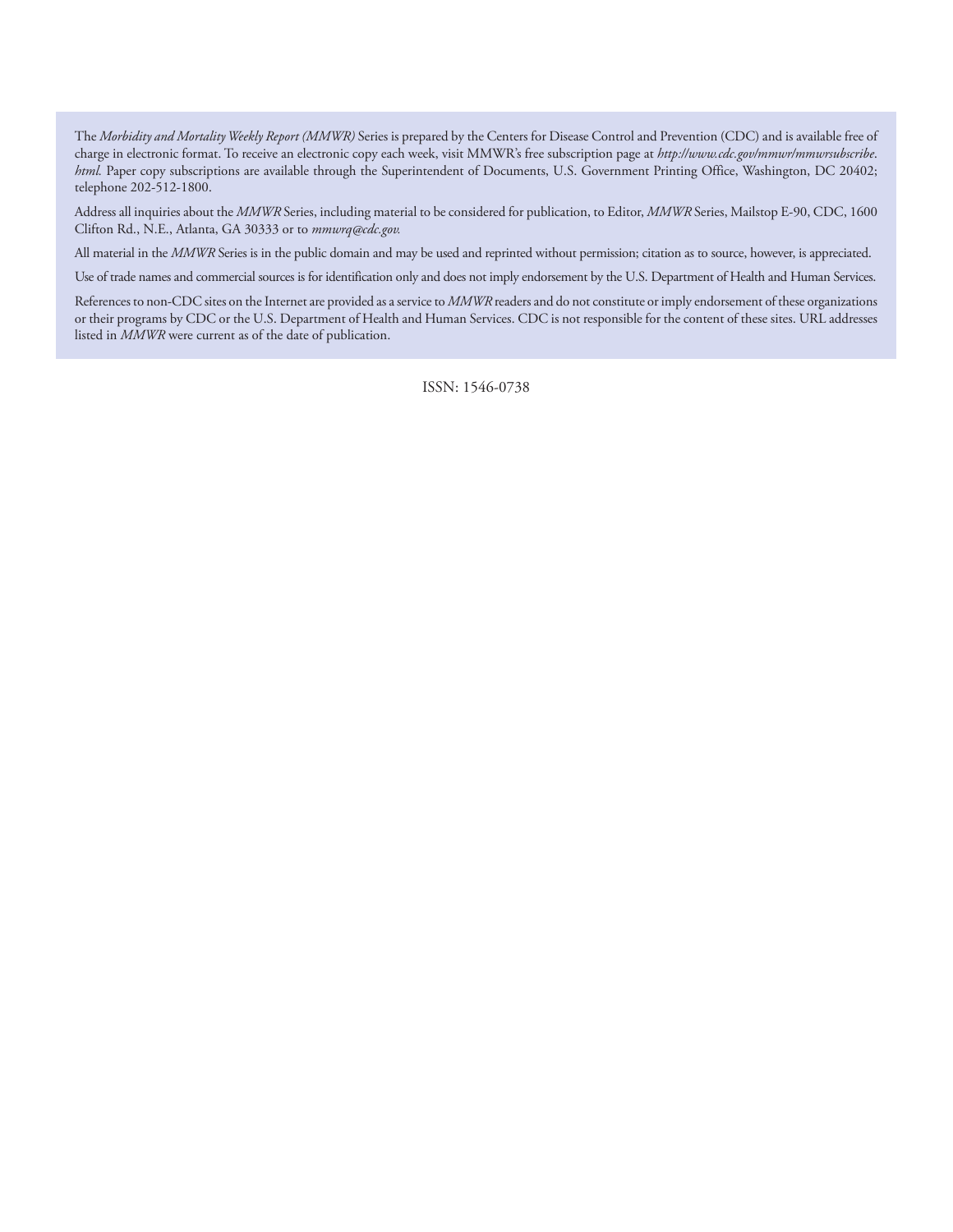The *Morbidity and Mortality Weekly Report (MMWR)* Series is prepared by the Centers for Disease Control and Prevention (CDC) and is available free of charge in electronic format. To receive an electronic copy each week, visit MMWR's free subscription page at *http://www.cdc.gov/mmwr/mmwrsubscribe.html.* Paper copy subscriptions are available through the Superintendent of Documents, U.S. Government Printing Office, Washington, DC 20402; telephone 202-512-1800.

Address all inquiries about the *MMWR* Series, including material to be considered for publication, to Editor, *MMWR* Series, Mailstop E-90, CDC, 1600 Clifton Rd., N.E., Atlanta, GA 30333 or to *mmwrq@cdc.gov.*

All material in the *MMWR* Series is in the public domain and may be used and reprinted without permission; citation as to source, however, is appreciated.

Use of trade names and commercial sources is for identification only and does not imply endorsement by the U.S. Department of Health and Human Services.

References to non-CDC sites on the Internet are provided as a service to *MMWR* readers and do not constitute or imply endorsement of these organizations or their programs by CDC or the U.S. Department of Health and Human Services. CDC is not responsible for the content of these sites. URL addresses listed in *MMWR* were current as of the date of publication.

ISSN: 1546-0738